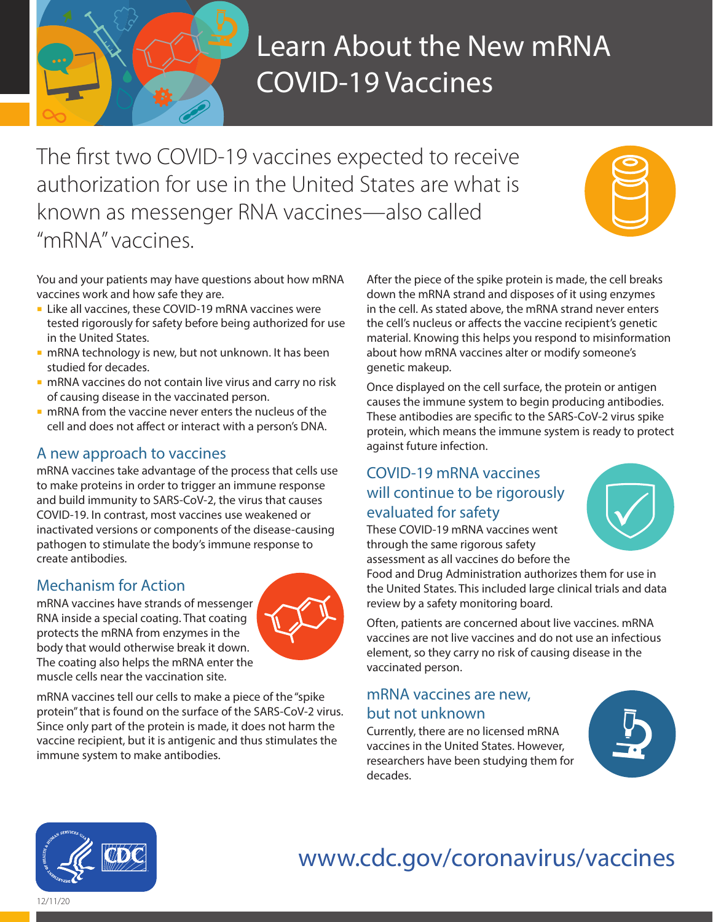# Learn About the New mRNA COVID-19 Vaccines

The first two COVID-19 vaccines expected to receive authorization for use in the United States are what is known as messenger RNA vaccines—also called "mRNA" vaccines.

You and your patients may have questions about how mRNA vaccines work and how safe they are.

- Like all vaccines, these COVID-19 mRNA vaccines were tested rigorously for safety before being authorized for use in the United States.
- mRNA technology is new, but not unknown. It has been studied for decades.
- mRNA vaccines do not contain live virus and carry no risk of causing disease in the vaccinated person.
- mRNA from the vaccine never enters the nucleus of the cell and does not affect or interact with a person's DNA.

## A new approach to vaccines

mRNA vaccines take advantage of the process that cells use to make proteins in order to trigger an immune response and build immunity to SARS-CoV-2, the virus that causes COVID-19. In contrast, most vaccines use weakened or inactivated versions or components of the disease-causing pathogen to stimulate the body's immune response to create antibodies.

## Mechanism for Action

mRNA vaccines have strands of messenger RNA inside a special coating. That coating protects the mRNA from enzymes in the body that would otherwise break it down. The coating also helps the mRNA enter the muscle cells near the vaccination site.

mRNA vaccines tell our cells to make a piece of the "spike protein" that is found on the surface of the SARS-CoV-2 virus. Since only part of the protein is made, it does not harm the vaccine recipient, but it is antigenic and thus stimulates the immune system to make antibodies.

After the piece of the spike protein is made, the cell breaks down the mRNA strand and disposes of it using enzymes in the cell. As stated above, the mRNA strand never enters the cell's nucleus or affects the vaccine recipient's genetic material. Knowing this helps you respond to misinformation about how mRNA vaccines alter or modify someone's genetic makeup.

Once displayed on the cell surface, the protein or antigen causes the immune system to begin producing antibodies. These antibodies are specific to the SARS-CoV-2 virus spike protein, which means the immune system is ready to protect against future infection.

## COVID-19 mRNA vaccines will continue to be rigorously evaluated for safety

These COVID-19 mRNA vaccines went through the same rigorous safety assessment as all vaccines do before the Food and Drug Administration authorizes them for use in the United States. This included large clinical trials and data review by a safety monitoring board.

Often, patients are concerned about live vaccines. mRNA vaccines are not live vaccines and do not use an infectious element, so they carry no risk of causing disease in the vaccinated person.

## mRNA vaccines are new, but not unknown

Currently, there are no licensed mRNA vaccines in the United States. However, researchers have been studying them for decades.

www.cdc.gov/coronavirus/vaccines

12/11/20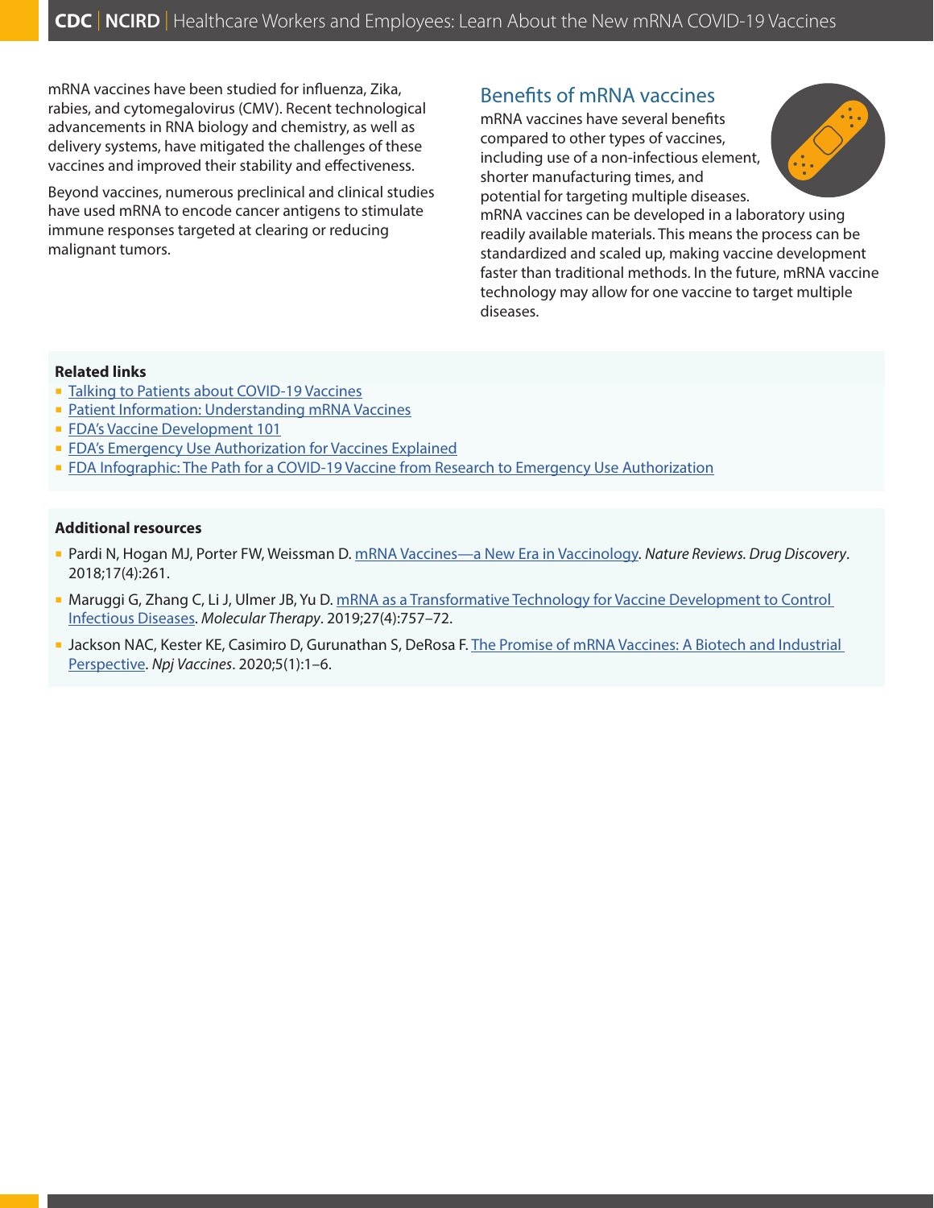mRNA vaccines have been studied for influenza, Zika, rabies, and cytomegalovirus (CMV). Recent technological advancements in RNA biology and chemistry, as well as delivery systems, have mitigated the challenges of these vaccines and improved their stability and effectiveness.

Beyond vaccines, numerous preclinical and clinical studies have used mRNA to encode cancer antigens to stimulate immune responses targeted at clearing or reducing malignant tumors.

## Benefits of mRNA vaccines

mRNA vaccines have several benefits compared to other types of vaccines, including use of a non-infectious element, shorter manufacturing times, and potential for targeting multiple diseases. mRNA vaccines can be developed in a laboratory using readily available materials. This means the process can be standardized and scaled up, making vaccine development faster than traditional methods. In the future, mRNA vaccine technology may allow for one vaccine to target multiple diseases.

**Related links**

- Talking to Patients about COVID-19 Vaccines
- Patient Information: Understanding mRNA Vaccines
- FDA's Vaccine Development 101
- FDA's Emergency Use Authorization for Vaccines Explained
- FDA Infographic: The Path for a COVID-19 Vaccine from Research to Emergency Use Authorization

**Additional resources**

- Pardi N, Hogan MJ, Porter FW, Weissman D. mRNA Vaccines—a New Era in Vaccinology. *Nature Reviews. Drug Discovery*. 2018;17(4):261.
- Maruggi G, Zhang C, Li J, Ulmer JB, Yu D. mRNA as a Transformative Technology for Vaccine Development to Control Infectious Diseases. *Molecular Therapy*. 2019;27(4):757–72.
- Jackson NAC, Kester KE, Casimiro D, Gurunathan S, DeRosa F. The Promise of mRNA Vaccines: A Biotech and Industrial Perspective. *Npj Vaccines*. 2020;5(1):1–6.